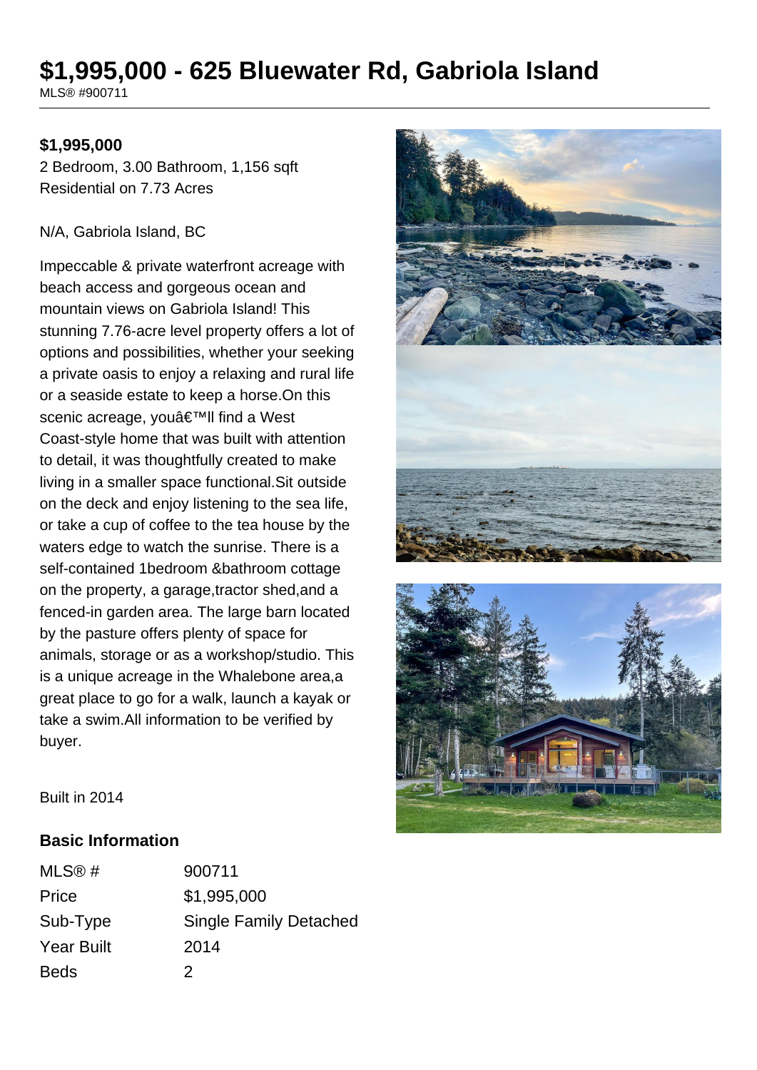# $1,995,000 - 625 Bluewater Rd, Gabriola Island

MLS® #900711

**$1,995,000**

2 Bedroom, 3.00 Bathroom, 1,156 sqft
Residential on 7.73 Acres

N/A, Gabriola Island, BC

Impeccable & private waterfront acreage with beach access and gorgeous ocean and mountain views on Gabriola Island! This stunning 7.76-acre level property offers a lot of options and possibilities, whether your seeking a private oasis to enjoy a relaxing and rural life or a seaside estate to keep a horse.On this scenic acreage, youâ€™ll find a West Coast-style home that was built with attention to detail, it was thoughtfully created to make living in a smaller space functional.Sit outside on the deck and enjoy listening to the sea life, or take a cup of coffee to the tea house by the waters edge to watch the sunrise. There is a self-contained 1bedroom &bathroom cottage on the property, a garage,tractor shed,and a fenced-in garden area. The large barn located by the pasture offers plenty of space for animals, storage or as a workshop/studio. This is a unique acreage in the Whalebone area,a great place to go for a walk, launch a kayak or take a swim.All information to be verified by buyer.

Built in 2014

## Basic Information

| | |
|---|---|
| MLS® # | 900711 |
| Price | $1,995,000 |
| Sub-Type | Single Family Detached |
| Year Built | 2014 |
| Beds | 2 |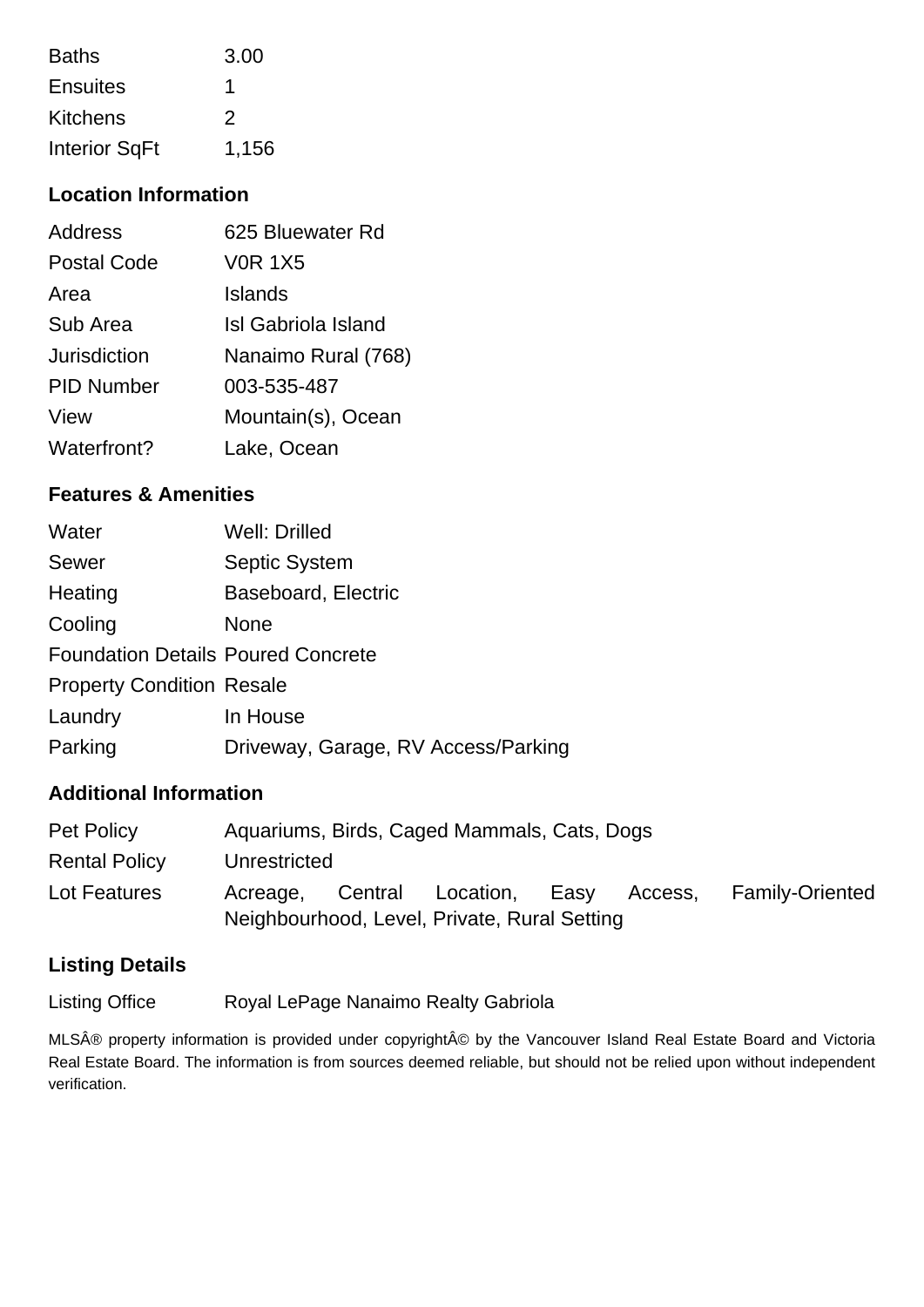| | |
|---|---|
| Baths | 3.00 |
| Ensuites | 1 |
| Kitchens | 2 |
| Interior SqFt | 1,156 |

### Location Information

| | |
|---|---|
| Address | 625 Bluewater Rd |
| Postal Code | V0R 1X5 |
| Area | Islands |
| Sub Area | Isl Gabriola Island |
| Jurisdiction | Nanaimo Rural (768) |
| PID Number | 003-535-487 |
| View | Mountain(s), Ocean |
| Waterfront? | Lake, Ocean |

### Features & Amenities

| | |
|---|---|
| Water | Well: Drilled |
| Sewer | Septic System |
| Heating | Baseboard, Electric |
| Cooling | None |
| Foundation Details | Poured Concrete |
| Property Condition | Resale |
| Laundry | In House |
| Parking | Driveway, Garage, RV Access/Parking |

### Additional Information

| | |
|---|---|
| Pet Policy | Aquariums, Birds, Caged Mammals, Cats, Dogs |
| Rental Policy | Unrestricted |
| Lot Features | Acreage, Central Location, Easy Access, Family-Oriented Neighbourhood, Level, Private, Rural Setting |

### Listing Details

| | |
|---|---|
| Listing Office | Royal LePage Nanaimo Realty Gabriola |

MLSÂ® property information is provided under copyrightÂ© by the Vancouver Island Real Estate Board and Victoria Real Estate Board. The information is from sources deemed reliable, but should not be relied upon without independent verification.